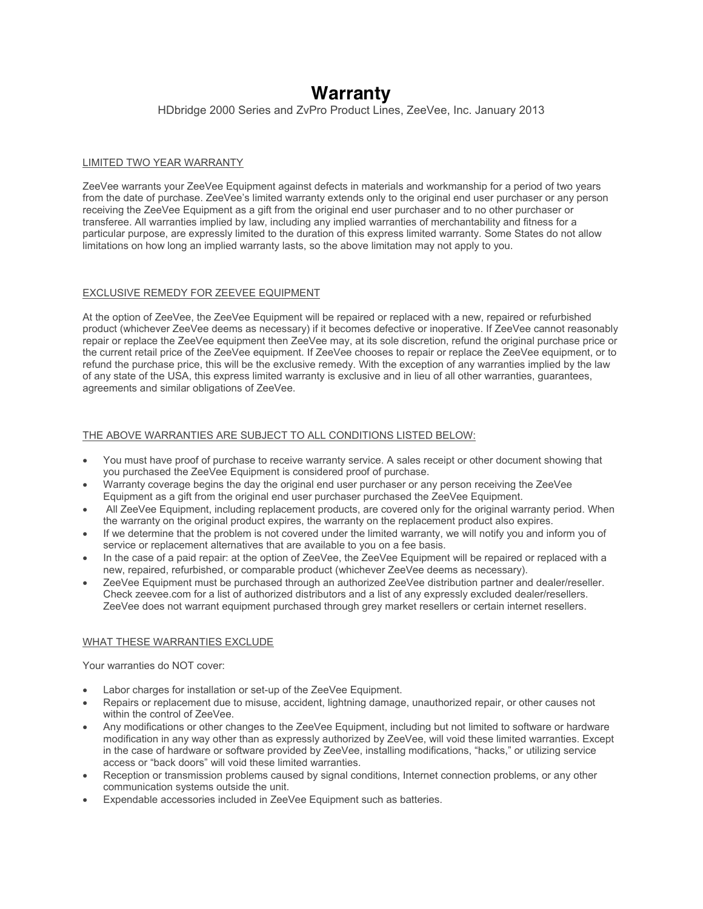# Warranty

HDbridge 2000 Series and ZvPro Product Lines, ZeeVee, Inc. January 2013

## LIMITED TWO YEAR WARRANTY

ZeeVee warrants your ZeeVee Equipment against defects in materials and workmanship for a period of two years from the date of purchase. ZeeVee's limited warranty extends only to the original end user purchaser or any person receiving the ZeeVee Equipment as a gift from the original end user purchaser and to no other purchaser or transferee. All warranties implied by law, including any implied warranties of merchantability and fitness for a particular purpose, are expressly limited to the duration of this express limited warranty. Some States do not allow limitations on how long an implied warranty lasts, so the above limitation may not apply to you.

## EXCLUSIVE REMEDY FOR ZEEVEE EQUIPMENT

At the option of ZeeVee, the ZeeVee Equipment will be repaired or replaced with a new, repaired or refurbished product (whichever ZeeVee deems as necessary) if it becomes defective or inoperative. If ZeeVee cannot reasonably repair or replace the ZeeVee equipment then ZeeVee may, at its sole discretion, refund the original purchase price or the current retail price of the ZeeVee equipment. If ZeeVee chooses to repair or replace the ZeeVee equipment, or to refund the purchase price, this will be the exclusive remedy. With the exception of any warranties implied by the law of any state of the USA, this express limited warranty is exclusive and in lieu of all other warranties, guarantees, agreements and similar obligations of ZeeVee.

## THE ABOVE WARRANTIES ARE SUBJECT TO ALL CONDITIONS LISTED BELOW:

- You must have proof of purchase to receive warranty service. A sales receipt or other document showing that you purchased the ZeeVee Equipment is considered proof of purchase.
- Warranty coverage begins the day the original end user purchaser or any person receiving the ZeeVee Equipment as a gift from the original end user purchaser purchased the ZeeVee Equipment.
- All ZeeVee Equipment, including replacement products, are covered only for the original warranty period. When the warranty on the original product expires, the warranty on the replacement product also expires.
- If we determine that the problem is not covered under the limited warranty, we will notify you and inform you of service or replacement alternatives that are available to you on a fee basis.
- In the case of a paid repair: at the option of ZeeVee, the ZeeVee Equipment will be repaired or replaced with a new, repaired, refurbished, or comparable product (whichever ZeeVee deems as necessary).
- ZeeVee Equipment must be purchased through an authorized ZeeVee distribution partner and dealer/reseller. Check zeevee.com for a list of authorized distributors and a list of any expressly excluded dealer/resellers. ZeeVee does not warrant equipment purchased through grey market resellers or certain internet resellers.

## WHAT THESE WARRANTIES EXCLUDE

Your warranties do NOT cover:

- Labor charges for installation or set-up of the ZeeVee Equipment.
- Repairs or replacement due to misuse, accident, lightning damage, unauthorized repair, or other causes not within the control of ZeeVee.
- Any modifications or other changes to the ZeeVee Equipment, including but not limited to software or hardware modification in any way other than as expressly authorized by ZeeVee, will void these limited warranties. Except in the case of hardware or software provided by ZeeVee, installing modifications, "hacks," or utilizing service access or "back doors" will void these limited warranties.
- Reception or transmission problems caused by signal conditions, Internet connection problems, or any other communication systems outside the unit.
- Expendable accessories included in ZeeVee Equipment such as batteries.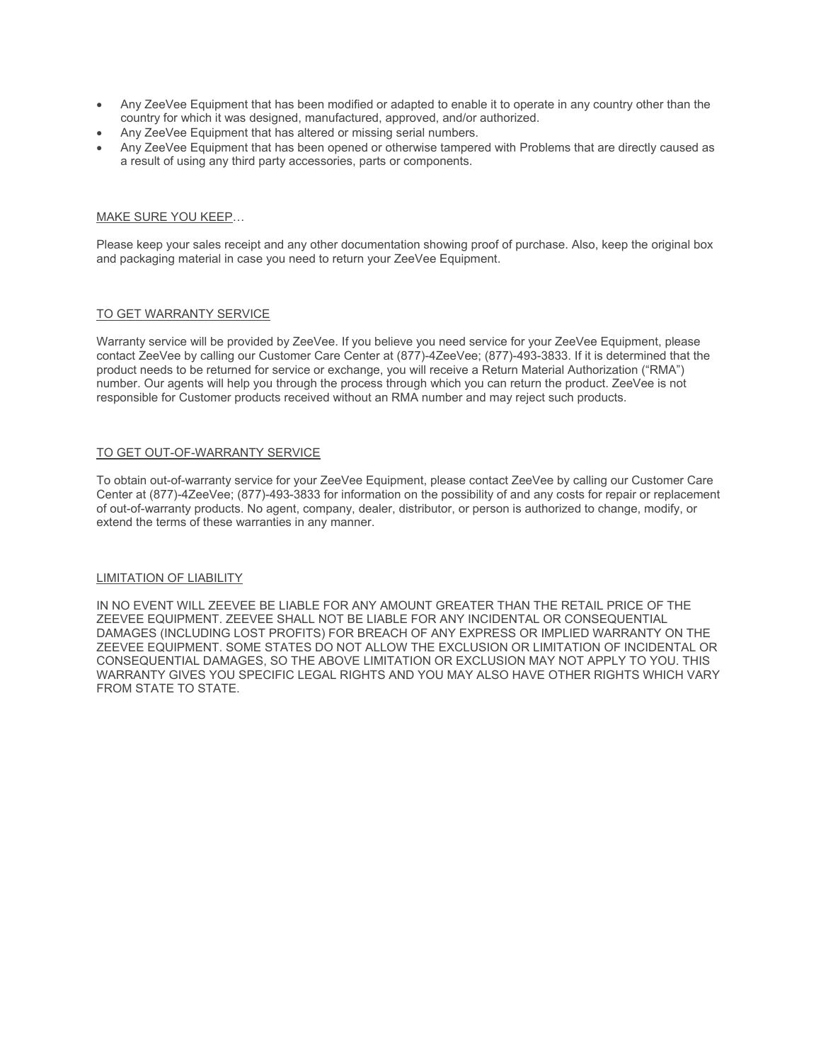- Any ZeeVee Equipment that has been modified or adapted to enable it to operate in any country other than the country for which it was designed, manufactured, approved, and/or authorized.
- Any ZeeVee Equipment that has altered or missing serial numbers.
- Any ZeeVee Equipment that has been opened or otherwise tampered with Problems that are directly caused as a result of using any third party accessories, parts or components.

<u>MAKE SURE YOU KEEP</u>…

Please keep your sales receipt and any other documentation showing proof of purchase. Also, keep the original box and packaging material in case you need to return your ZeeVee Equipment.

<u>TO GET WARRANTY SERVICE</u>

Warranty service will be provided by ZeeVee. If you believe you need service for your ZeeVee Equipment, please contact ZeeVee by calling our Customer Care Center at (877)-4ZeeVee; (877)-493-3833. If it is determined that the product needs to be returned for service or exchange, you will receive a Return Material Authorization ("RMA") number. Our agents will help you through the process through which you can return the product. ZeeVee is not responsible for Customer products received without an RMA number and may reject such products.

<u>TO GET OUT-OF-WARRANTY SERVICE</u>

To obtain out-of-warranty service for your ZeeVee Equipment, please contact ZeeVee by calling our Customer Care Center at (877)-4ZeeVee; (877)-493-3833 for information on the possibility of and any costs for repair or replacement of out-of-warranty products. No agent, company, dealer, distributor, or person is authorized to change, modify, or extend the terms of these warranties in any manner.

<u>LIMITATION OF LIABILITY</u>

IN NO EVENT WILL ZEEVEE BE LIABLE FOR ANY AMOUNT GREATER THAN THE RETAIL PRICE OF THE ZEEVEE EQUIPMENT. ZEEVEE SHALL NOT BE LIABLE FOR ANY INCIDENTAL OR CONSEQUENTIAL DAMAGES (INCLUDING LOST PROFITS) FOR BREACH OF ANY EXPRESS OR IMPLIED WARRANTY ON THE ZEEVEE EQUIPMENT. SOME STATES DO NOT ALLOW THE EXCLUSION OR LIMITATION OF INCIDENTAL OR CONSEQUENTIAL DAMAGES, SO THE ABOVE LIMITATION OR EXCLUSION MAY NOT APPLY TO YOU. THIS WARRANTY GIVES YOU SPECIFIC LEGAL RIGHTS AND YOU MAY ALSO HAVE OTHER RIGHTS WHICH VARY FROM STATE TO STATE.